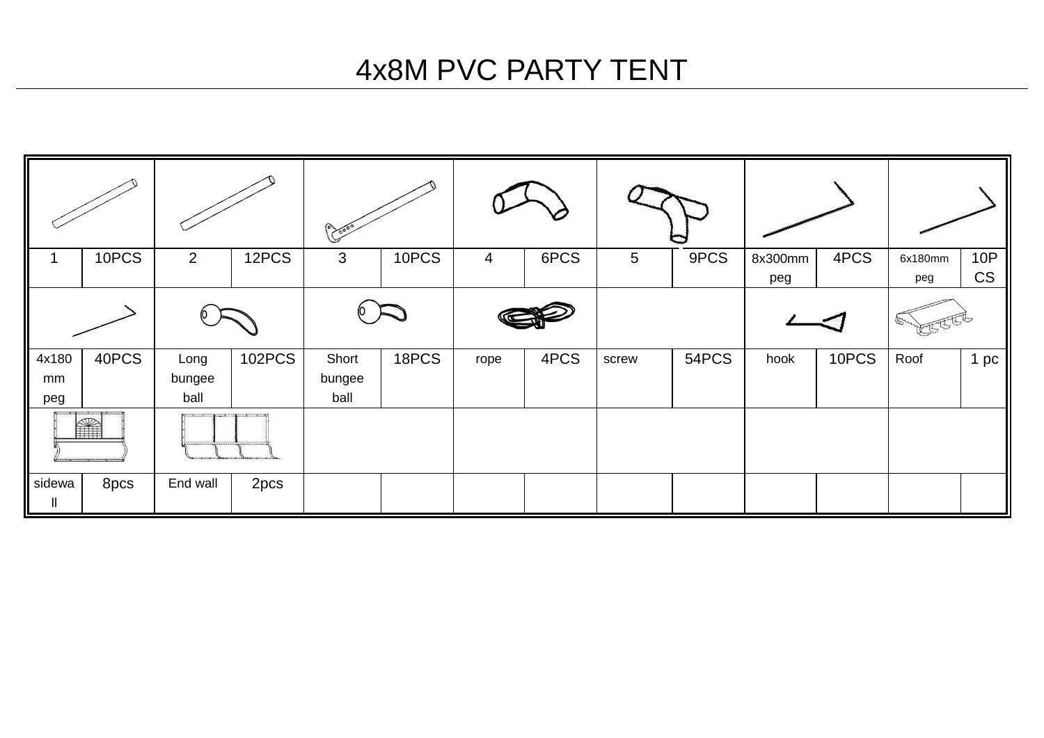# 4x8M PVC PARTY TENT

| | | | | | | | | | | | | | |
|---|---|---|---|---|---|---|---|---|---|---|---|---|---|
| 1 | 10PCS | 2 | 12PCS | 3 | 10PCS | 4 | 6PCS | 5 | 9PCS | 8x300mm peg | 4PCS | 6x180mm peg | 10PCS |
| 4x180mm peg | 40PCS | Long bungee ball | 102PCS | Short bungee ball | 18PCS | rope | 4PCS | screw | 54PCS | hook | 10PCS | Roof | 1 pc |
| sidewall | 8pcs | End wall | 2pcs | | | | | | | | | | |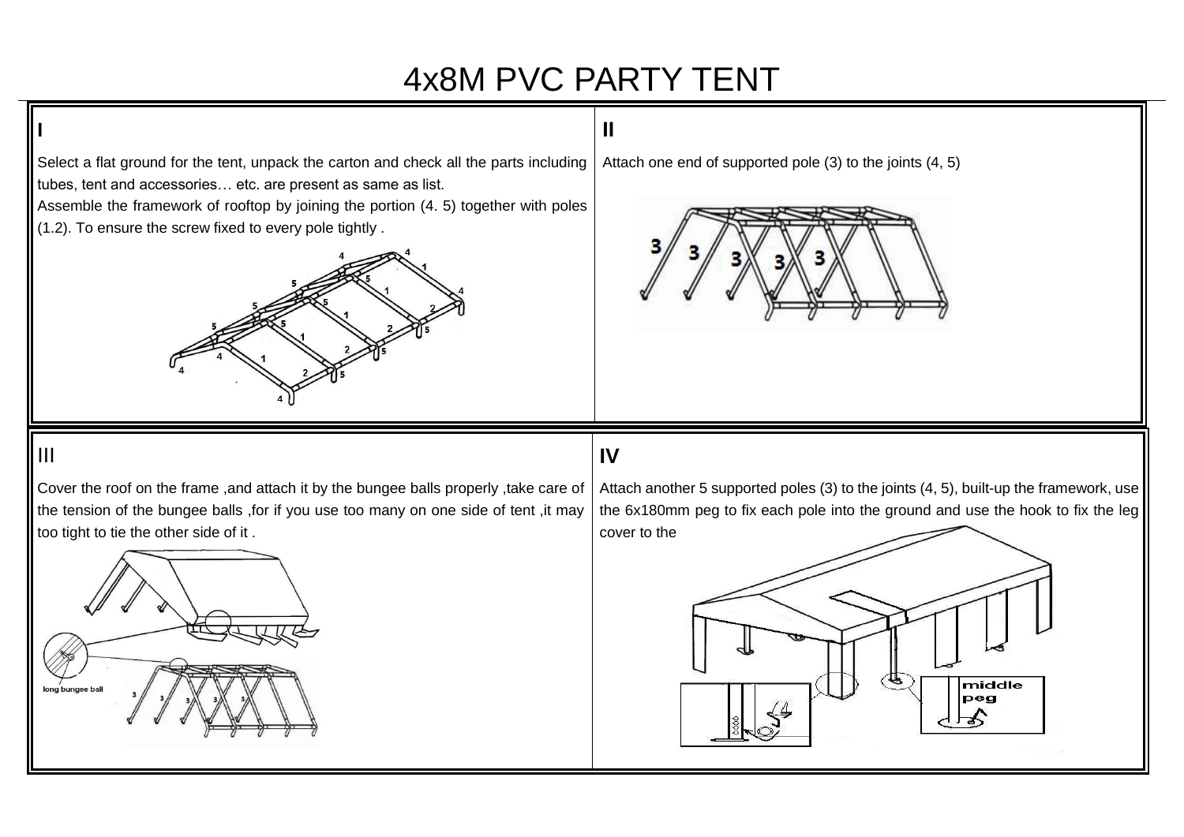# 4x8M PVC PARTY TENT

## I

Select a flat ground for the tent, unpack the carton and check all the parts including tubes, tent and accessories… etc. are present as same as list.

Assemble the framework of rooftop by joining the portion (4. 5) together with poles (1.2). To ensure the screw fixed to every pole tightly .

## II

Attach one end of supported pole (3) to the joints (4, 5)

## III

Cover the roof on the frame ,and attach it by the bungee balls properly ,take care of the tension of the bungee balls ,for if you use too many on one side of tent ,it may too tight to tie the other side of it .

long bungee ball

## IV

Attach another 5 supported poles (3) to the joints (4, 5), built-up the framework, use the 6x180mm peg to fix each pole into the ground and use the hook to fix the leg cover to the

middle peg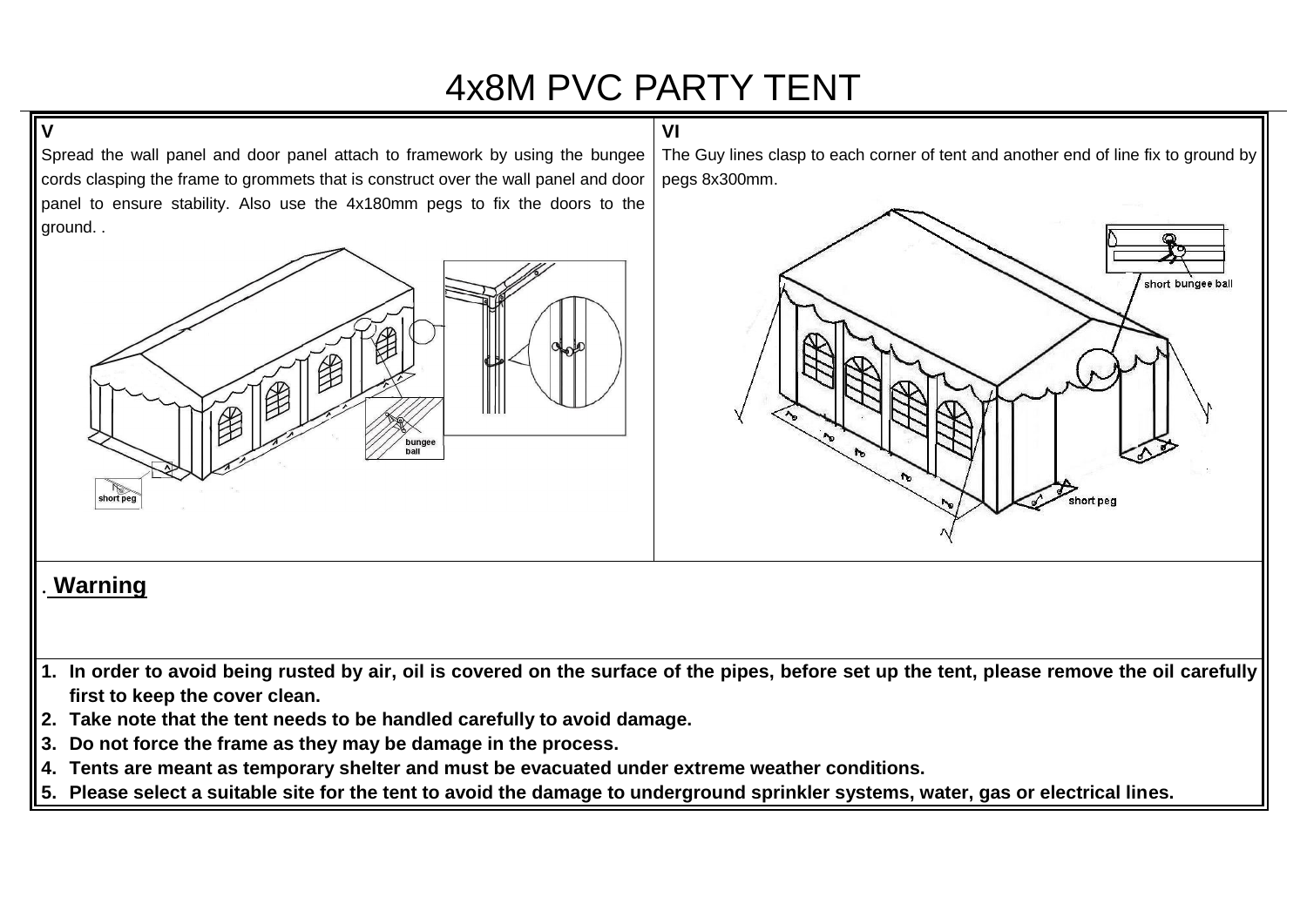# 4x8M PVC PARTY TENT

**V**

Spread the wall panel and door panel attach to framework by using the bungee cords clasping the frame to grommets that is construct over the wall panel and door panel to ensure stability. Also use the 4x180mm pegs to fix the doors to the ground. .

bungee ball

short peg

**VI**

The Guy lines clasp to each corner of tent and another end of line fix to ground by pegs 8x300mm.

short bungee ball

short peg

. **Warning**

1. **In order to avoid being rusted by air, oil is covered on the surface of the pipes, before set up the tent, please remove the oil carefully first to keep the cover clean.**
2. **Take note that the tent needs to be handled carefully to avoid damage.**
3. **Do not force the frame as they may be damage in the process.**
4. **Tents are meant as temporary shelter and must be evacuated under extreme weather conditions.**
5. **Please select a suitable site for the tent to avoid the damage to underground sprinkler systems, water, gas or electrical lines.**